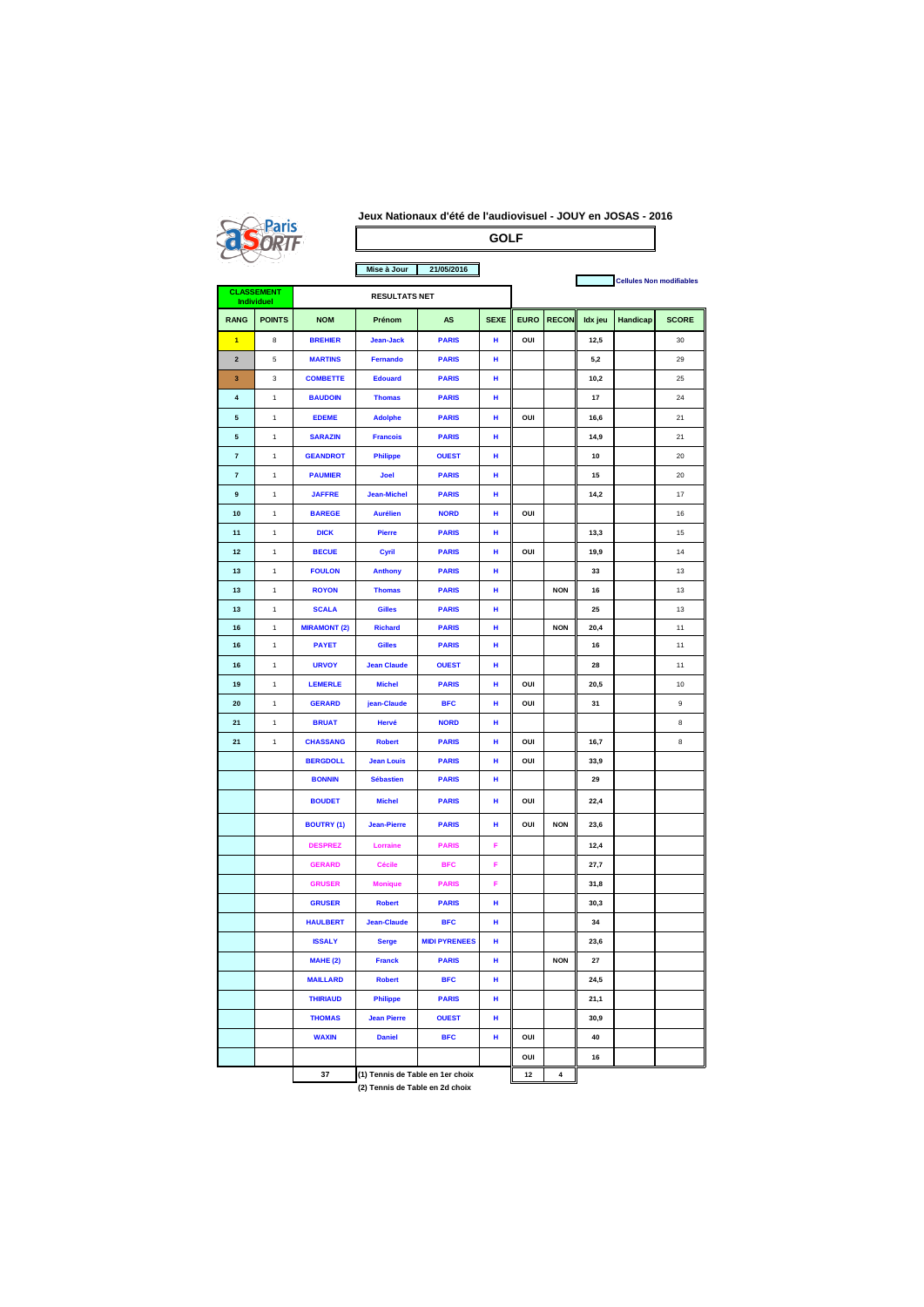# Jeux Nationaux d'été de l'audiovisuel - JOUY en JOSAS - 2016

## GOLF

Mise à Jour: 21/05/2016

Cellules Non modifiables

| CLASSEMENT Individuel | | RESULTATS NET | | | | | | | | |
|---|---|---|---|---|---|---|---|---|---|---|
| RANG | POINTS | NOM | Prénom | AS | SEXE | EURO | RECON | Idx jeu | Handicap | SCORE |
| 1 | 8 | BREHIER | Jean-Jack | PARIS | H | OUI | | 12,5 | | 30 |
| 2 | 5 | MARTINS | Fernando | PARIS | H | | | 5,2 | | 29 |
| 3 | 3 | COMBETTE | Edouard | PARIS | H | | | 10,2 | | 25 |
| 4 | 1 | BAUDOIN | Thomas | PARIS | H | | | 17 | | 24 |
| 5 | 1 | EDEME | Adolphe | PARIS | H | OUI | | 16,6 | | 21 |
| 5 | 1 | SARAZIN | Francois | PARIS | H | | | 14,9 | | 21 |
| 7 | 1 | GEANDROT | Philippe | OUEST | H | | | 10 | | 20 |
| 7 | 1 | PAUMIER | Joel | PARIS | H | | | 15 | | 20 |
| 9 | 1 | JAFFRE | Jean-Michel | PARIS | H | | | 14,2 | | 17 |
| 10 | 1 | BAREGE | Aurélien | NORD | H | OUI | | | | 16 |
| 11 | 1 | DICK | Pierre | PARIS | H | | | 13,3 | | 15 |
| 12 | 1 | BECUE | Cyril | PARIS | H | OUI | | 19,9 | | 14 |
| 13 | 1 | FOULON | Anthony | PARIS | H | | | 33 | | 13 |
| 13 | 1 | ROYON | Thomas | PARIS | H | | NON | 16 | | 13 |
| 13 | 1 | SCALA | Gilles | PARIS | H | | | 25 | | 13 |
| 16 | 1 | MIRAMONT (2) | Richard | PARIS | H | | NON | 20,4 | | 11 |
| 16 | 1 | PAYET | Gilles | PARIS | H | | | 16 | | 11 |
| 16 | 1 | URVOY | Jean Claude | OUEST | H | | | 28 | | 11 |
| 19 | 1 | LEMERLE | Michel | PARIS | H | OUI | | 20,5 | | 10 |
| 20 | 1 | GERARD | jean-Claude | BFC | H | OUI | | 31 | | 9 |
| 21 | 1 | BRUAT | Hervé | NORD | H | | | | | 8 |
| 21 | 1 | CHASSANG | Robert | PARIS | H | OUI | | 16,7 | | 8 |
| | | BERGDOLL | Jean Louis | PARIS | H | OUI | | 33,9 | | |
| | | BONNIN | Sébastien | PARIS | H | | | 29 | | |
| | | BOUDET | Michel | PARIS | H | OUI | | 22,4 | | |
| | | BOUTRY (1) | Jean-Pierre | PARIS | H | OUI | NON | 23,6 | | |
| | | DESPREZ | Lorraine | PARIS | F | | | 12,4 | | |
| | | GERARD | Cécile | BFC | F | | | 27,7 | | |
| | | GRUSER | Monique | PARIS | F | | | 31,8 | | |
| | | GRUSER | Robert | PARIS | H | | | 30,3 | | |
| | | HAULBERT | Jean-Claude | BFC | H | | | 34 | | |
| | | ISSALY | Serge | MIDI PYRENEES | H | | | 23,6 | | |
| | | MAHE (2) | Franck | PARIS | H | | NON | 27 | | |
| | | MAILLARD | Robert | BFC | H | | | 24,5 | | |
| | | THIRIAUD | Philippe | PARIS | H | | | 21,1 | | |
| | | THOMAS | Jean Pierre | OUEST | H | | | 30,9 | | |
| | | WAXIN | Daniel | BFC | H | OUI | | 40 | | |
| | | | | | | OUI | | 16 | | |
| | | 37 | | | | 12 | 4 | | | |

(1) Tennis de Table en 1er choix

(2) Tennis de Table en 2d choix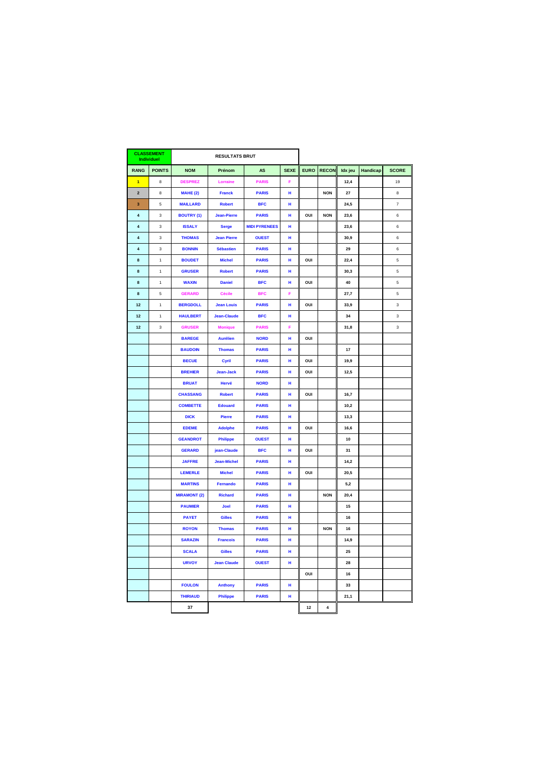| CLASSEMENT Individuel | | RESULTATS BRUT | | | | | | | | |
|---|---|---|---|---|---|---|---|---|---|---|
| RANG | POINTS | NOM | Prénom | AS | SEXE | EURO | RECON | Idx jeu | Handicap | SCORE |
| 1 | 8 | DESPREZ | Lorraine | PARIS | F | | | 12,4 | | 19 |
| 2 | 8 | MAHE (2) | Franck | PARIS | H | | NON | 27 | | 8 |
| 3 | 5 | MAILLARD | Robert | BFC | H | | | 24,5 | | 7 |
| 4 | 3 | BOUTRY (1) | Jean-Pierre | PARIS | H | OUI | NON | 23,6 | | 6 |
| 4 | 3 | ISSALY | Serge | MIDI PYRENEES | H | | | 23,6 | | 6 |
| 4 | 3 | THOMAS | Jean Pierre | OUEST | H | | | 30,9 | | 6 |
| 4 | 3 | BONNIN | Sébastien | PARIS | H | | | 29 | | 6 |
| 8 | 1 | BOUDET | Michel | PARIS | H | OUI | | 22,4 | | 5 |
| 8 | 1 | GRUSER | Robert | PARIS | H | | | 30,3 | | 5 |
| 8 | 1 | WAXIN | Daniel | BFC | H | OUI | | 40 | | 5 |
| 8 | 5 | GERARD | Cécile | BFC | F | | | 27,7 | | 5 |
| 12 | 1 | BERGDOLL | Jean Louis | PARIS | H | OUI | | 33,9 | | 3 |
| 12 | 1 | HAULBERT | Jean-Claude | BFC | H | | | 34 | | 3 |
| 12 | 3 | GRUSER | Monique | PARIS | F | | | 31,8 | | 3 |
| | | BAREGE | Aurélien | NORD | H | OUI | | | | |
| | | BAUDOIN | Thomas | PARIS | H | | | 17 | | |
| | | BECUE | Cyril | PARIS | H | OUI | | 19,9 | | |
| | | BREHIER | Jean-Jack | PARIS | H | OUI | | 12,5 | | |
| | | BRUAT | Hervé | NORD | H | | | | | |
| | | CHASSANG | Robert | PARIS | H | OUI | | 16,7 | | |
| | | COMBETTE | Edouard | PARIS | H | | | 10,2 | | |
| | | DICK | Pierre | PARIS | H | | | 13,3 | | |
| | | EDEME | Adolphe | PARIS | H | OUI | | 16,6 | | |
| | | GEANDROT | Philippe | OUEST | H | | | 10 | | |
| | | GERARD | jean-Claude | BFC | H | OUI | | 31 | | |
| | | JAFFRE | Jean-Michel | PARIS | H | | | 14,2 | | |
| | | LEMERLE | Michel | PARIS | H | OUI | | 20,5 | | |
| | | MARTINS | Fernando | PARIS | H | | | 5,2 | | |
| | | MIRAMONT (2) | Richard | PARIS | H | | NON | 20,4 | | |
| | | PAUMIER | Joel | PARIS | H | | | 15 | | |
| | | PAYET | Gilles | PARIS | H | | | 16 | | |
| | | ROYON | Thomas | PARIS | H | | NON | 16 | | |
| | | SARAZIN | Francois | PARIS | H | | | 14,9 | | |
| | | SCALA | Gilles | PARIS | H | | | 25 | | |
| | | URVOY | Jean Claude | OUEST | H | | | 28 | | |
| | | | | | | OUI | | 16 | | |
| | | FOULON | Anthony | PARIS | H | | | 33 | | |
| | | THIRIAUD | Philippe | PARIS | H | | | 21,1 | | |
| | | 37 | | | | 12 | 4 | | | |